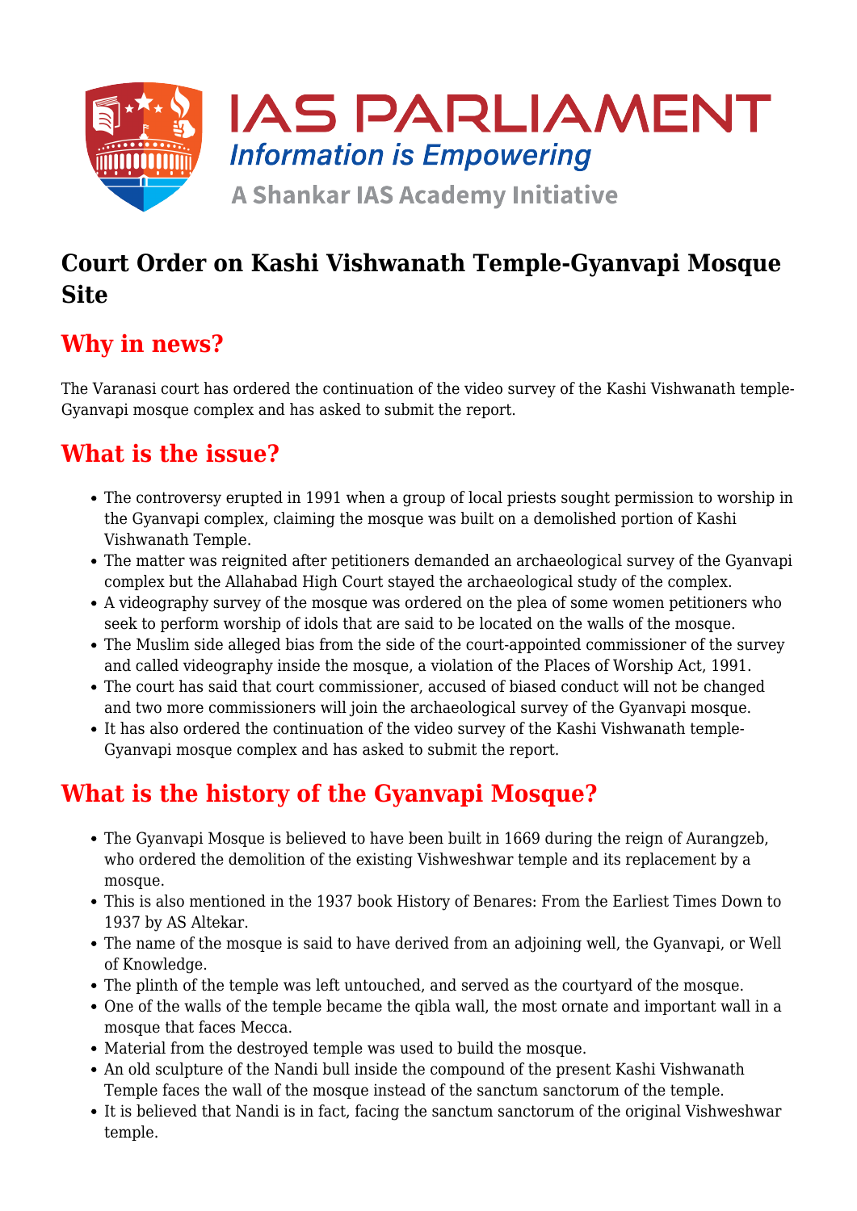# Court Order on Kashi Vishwanath Temple-Gyanvapi Mosque Site

## Why in news?

The Varanasi court has ordered the continuation of the video survey of the Kashi Vishwanath temple-Gyanvapi mosque complex and has asked to submit the report.

## What is the issue?

- The controversy erupted in 1991 when a group of local priests sought permission to worship in the Gyanvapi complex, claiming the mosque was built on a demolished portion of Kashi Vishwanath Temple.
- The matter was reignited after petitioners demanded an archaeological survey of the Gyanvapi complex but the Allahabad High Court stayed the archaeological study of the complex.
- A videography survey of the mosque was ordered on the plea of some women petitioners who seek to perform worship of idols that are said to be located on the walls of the mosque.
- The Muslim side alleged bias from the side of the court-appointed commissioner of the survey and called videography inside the mosque, a violation of the Places of Worship Act, 1991.
- The court has said that court commissioner, accused of biased conduct will not be changed and two more commissioners will join the archaeological survey of the Gyanvapi mosque.
- It has also ordered the continuation of the video survey of the Kashi Vishwanath temple-Gyanvapi mosque complex and has asked to submit the report.

## What is the history of the Gyanvapi Mosque?

- The Gyanvapi Mosque is believed to have been built in 1669 during the reign of Aurangzeb, who ordered the demolition of the existing Vishweshwar temple and its replacement by a mosque.
- This is also mentioned in the 1937 book History of Benares: From the Earliest Times Down to 1937 by AS Altekar.
- The name of the mosque is said to have derived from an adjoining well, the Gyanvapi, or Well of Knowledge.
- The plinth of the temple was left untouched, and served as the courtyard of the mosque.
- One of the walls of the temple became the qibla wall, the most ornate and important wall in a mosque that faces Mecca.
- Material from the destroyed temple was used to build the mosque.
- An old sculpture of the Nandi bull inside the compound of the present Kashi Vishwanath Temple faces the wall of the mosque instead of the sanctum sanctorum of the temple.
- It is believed that Nandi is in fact, facing the sanctum sanctorum of the original Vishweshwar temple.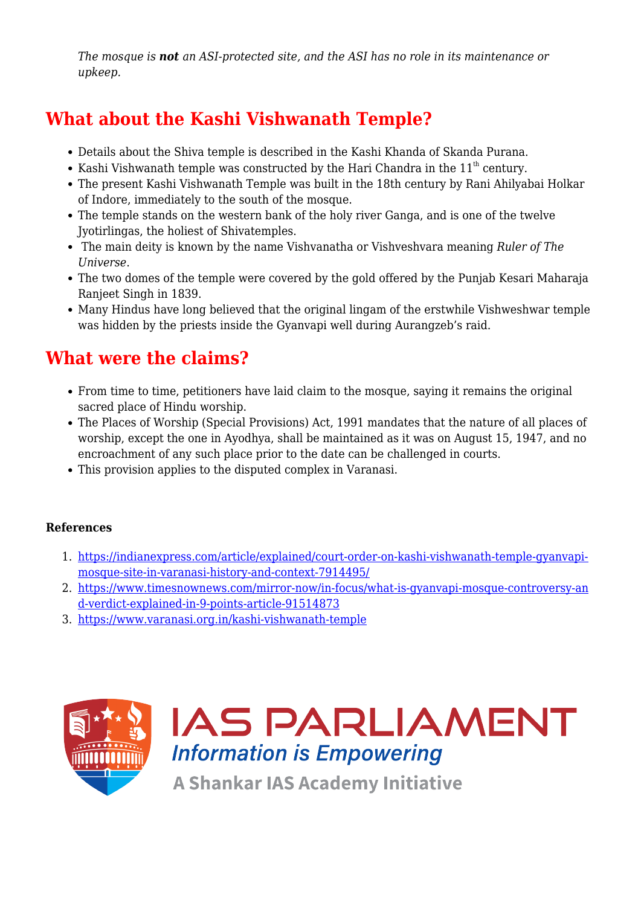*The mosque is **not** an ASI-protected site, and the ASI has no role in its maintenance or upkeep.*

## What about the Kashi Vishwanath Temple?

- Details about the Shiva temple is described in the Kashi Khanda of Skanda Purana.
- Kashi Vishwanath temple was constructed by the Hari Chandra in the $11^{th}$ century.
- The present Kashi Vishwanath Temple was built in the 18th century by Rani Ahilyabai Holkar of Indore, immediately to the south of the mosque.
- The temple stands on the western bank of the holy river Ganga, and is one of the twelve Jyotirlingas, the holiest of Shivatemples.
- The main deity is known by the name Vishvanatha or Vishveshvara meaning *Ruler of The Universe*.
- The two domes of the temple were covered by the gold offered by the Punjab Kesari Maharaja Ranjeet Singh in 1839.
- Many Hindus have long believed that the original lingam of the erstwhile Vishweshwar temple was hidden by the priests inside the Gyanvapi well during Aurangzeb's raid.

## What were the claims?

- From time to time, petitioners have laid claim to the mosque, saying it remains the original sacred place of Hindu worship.
- The Places of Worship (Special Provisions) Act, 1991 mandates that the nature of all places of worship, except the one in Ayodhya, shall be maintained as it was on August 15, 1947, and no encroachment of any such place prior to the date can be challenged in courts.
- This provision applies to the disputed complex in Varanasi.

**References**

1. https://indianexpress.com/article/explained/court-order-on-kashi-vishwanath-temple-gyanvapi-mosque-site-in-varanasi-history-and-context-7914495/
2. https://www.timesnownews.com/mirror-now/in-focus/what-is-gyanvapi-mosque-controversy-and-verdict-explained-in-9-points-article-91514873
3. https://www.varanasi.org.in/kashi-vishwanath-temple

IAS PARLIAMENT
*Information is Empowering*
A Shankar IAS Academy Initiative